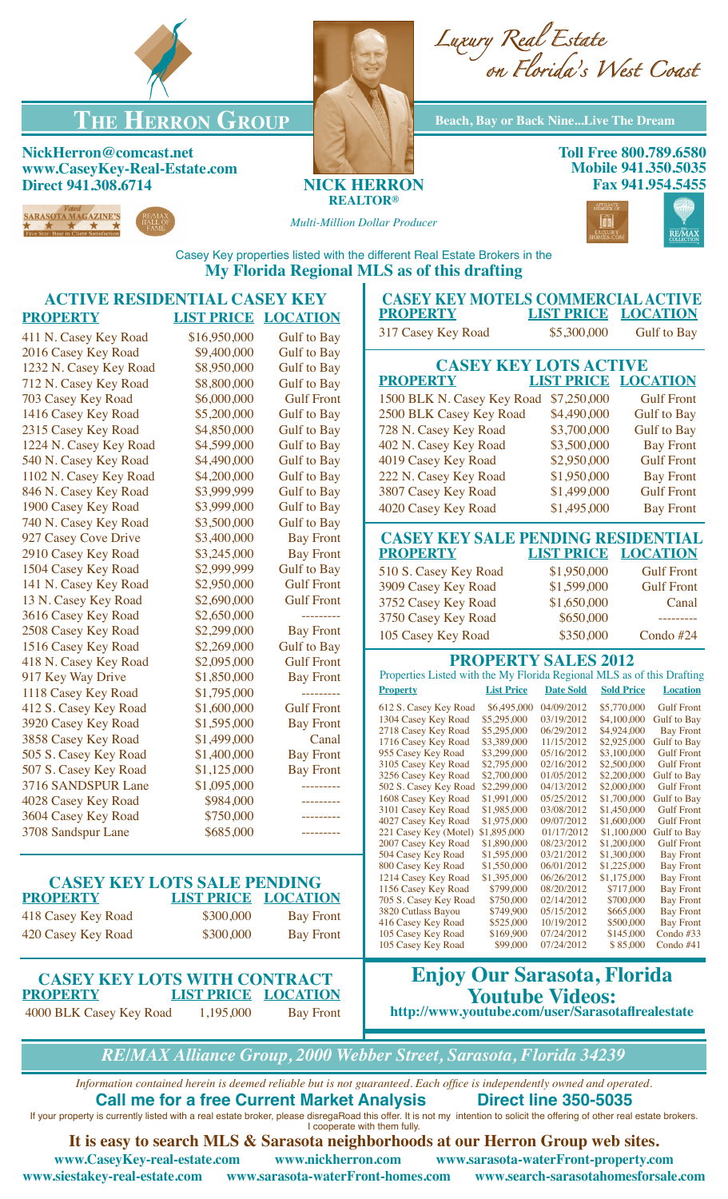# The Herron Group

*Luxury Real Estate on Florida's West Coast*

**Beach, Bay or Back Nine...Live The Dream**

**NickHerron@comcast.net**
**www.CaseyKey-Real-Estate.com**
**Direct 941.308.6714**

**NICK HERRON**
**REALTOR®**
*Multi-Million Dollar Producer*

**Toll Free 800.789.6580**
**Mobile 941.350.5035**
**Fax 941.954.5455**

Voted Sarasota Magazine's Five Star: Best in Client Satisfaction

RE/MAX Hall of Fame

Casey Key properties listed with the different Real Estate Brokers in the
**My Florida Regional MLS as of this drafting**

## ACTIVE RESIDENTIAL CASEY KEY

| PROPERTY | LIST PRICE | LOCATION |
|---|---|---|
| 411 N. Casey Key Road | $16,950,000 | Gulf to Bay |
| 2016 Casey Key Road | $9,400,000 | Gulf to Bay |
| 1232 N. Casey Key Road | $8,950,000 | Gulf to Bay |
| 712 N. Casey Key Road | $8,800,000 | Gulf to Bay |
| 703 Casey Key Road | $6,000,000 | Gulf Front |
| 1416 Casey Key Road | $5,200,000 | Gulf to Bay |
| 2315 Casey Key Road | $4,850,000 | Gulf to Bay |
| 1224 N. Casey Key Road | $4,599,000 | Gulf to Bay |
| 540 N. Casey Key Road | $4,490,000 | Gulf to Bay |
| 1102 N. Casey Key Road | $4,200,000 | Gulf to Bay |
| 846 N. Casey Key Road | $3,999,999 | Gulf to Bay |
| 1900 Casey Key Road | $3,999,000 | Gulf to Bay |
| 740 N. Casey Key Road | $3,500,000 | Gulf to Bay |
| 927 Casey Cove Drive | $3,400,000 | Bay Front |
| 2910 Casey Key Road | $3,245,000 | Bay Front |
| 1504 Casey Key Road | $2,999,999 | Gulf to Bay |
| 141 N. Casey Key Road | $2,950,000 | Gulf Front |
| 13 N. Casey Key Road | $2,690,000 | Gulf Front |
| 3616 Casey Key Road | $2,650,000 | --------- |
| 2508 Casey Key Road | $2,299,000 | Bay Front |
| 1516 Casey Key Road | $2,269,000 | Gulf to Bay |
| 418 N. Casey Key Road | $2,095,000 | Gulf Front |
| 917 Key Way Drive | $1,850,000 | Bay Front |
| 1118 Casey Key Road | $1,795,000 | --------- |
| 412 S. Casey Key Road | $1,600,000 | Gulf Front |
| 3920 Casey Key Road | $1,595,000 | Bay Front |
| 3858 Casey Key Road | $1,499,000 | Canal |
| 505 S. Casey Key Road | $1,400,000 | Bay Front |
| 507 S. Casey Key Road | $1,125,000 | Bay Front |
| 3716 SANDSPUR Lane | $1,095,000 | --------- |
| 4028 Casey Key Road | $984,000 | --------- |
| 3604 Casey Key Road | $750,000 | --------- |
| 3708 Sandspur Lane | $685,000 | --------- |

## CASEY KEY LOTS SALE PENDING

| PROPERTY | LIST PRICE | LOCATION |
|---|---|---|
| 418 Casey Key Road | $300,000 | Bay Front |
| 420 Casey Key Road | $300,000 | Bay Front |

## CASEY KEY LOTS WITH CONTRACT

| PROPERTY | LIST PRICE | LOCATION |
|---|---|---|
| 4000 BLK Casey Key Road | 1,195,000 | Bay Front |

## CASEY KEY MOTELS COMMERCIAL ACTIVE

| PROPERTY | LIST PRICE | LOCATION |
|---|---|---|
| 317 Casey Key Road | $5,300,000 | Gulf to Bay |

## CASEY KEY LOTS ACTIVE

| PROPERTY | LIST PRICE | LOCATION |
|---|---|---|
| 1500 BLK N. Casey Key Road | $7,250,000 | Gulf Front |
| 2500 BLK Casey Key Road | $4,490,000 | Gulf to Bay |
| 728 N. Casey Key Road | $3,700,000 | Gulf to Bay |
| 402 N. Casey Key Road | $3,500,000 | Bay Front |
| 4019 Casey Key Road | $2,950,000 | Gulf Front |
| 222 N. Casey Key Road | $1,950,000 | Bay Front |
| 3807 Casey Key Road | $1,499,000 | Gulf Front |
| 4020 Casey Key Road | $1,495,000 | Bay Front |

## CASEY KEY SALE PENDING RESIDENTIAL

| PROPERTY | LIST PRICE | LOCATION |
|---|---|---|
| 510 S. Casey Key Road | $1,950,000 | Gulf Front |
| 3909 Casey Key Road | $1,599,000 | Gulf Front |
| 3752 Casey Key Road | $1,650,000 | Canal |
| 3750 Casey Key Road | $650,000 | --------- |
| 105 Casey Key Road | $350,000 | Condo #24 |

## PROPERTY SALES 2012

Properties Listed with the My Florida Regional MLS as of this Drafting

| Property | List Price | Date Sold | Sold Price | Location |
|---|---|---|---|---|
| 612 S. Casey Key Road | $6,495,000 | 04/09/2012 | $5,770,000 | Gulf Front |
| 1304 Casey Key Road | $5,295,000 | 03/19/2012 | $4,100,000 | Gulf to Bay |
| 2718 Casey Key Road | $5,295,000 | 06/29/2012 | $4,924,000 | Bay Front |
| 1716 Casey Key Road | $3,389,000 | 11/15/2012 | $2,925,000 | Gulf to Bay |
| 955 Casey Key Road | $3,299,000 | 05/16/2012 | $3,100,000 | Gulf Front |
| 3105 Casey Key Road | $2,795,000 | 02/16/2012 | $2,500,000 | Gulf Front |
| 3256 Casey Key Road | $2,700,000 | 01/05/2012 | $2,200,000 | Gulf to Bay |
| 502 S. Casey Key Road | $2,299,000 | 04/13/2012 | $2,000,000 | Gulf Front |
| 1608 Casey Key Road | $1,991,000 | 05/25/2012 | $1,700,000 | Gulf to Bay |
| 3101 Casey Key Road | $1,985,000 | 03/08/2012 | $1,450,000 | Gulf Front |
| 4027 Casey Key Road | $1,975,000 | 09/07/2012 | $1,600,000 | Gulf Front |
| 221 Casey Key (Motel) | $1,895,000 | 01/17/2012 | $1,100,000 | Gulf to Bay |
| 2007 Casey Key Road | $1,890,000 | 08/23/2012 | $1,200,000 | Gulf Front |
| 504 Casey Key Road | $1,595,000 | 03/21/2012 | $1,300,000 | Bay Front |
| 800 Casey Key Road | $1,550,000 | 06/01/2012 | $1,225,000 | Bay Front |
| 1214 Casey Key Road | $1,395,000 | 06/26/2012 | $1,175,000 | Bay Front |
| 1156 Casey Key Road | $799,000 | 08/20/2012 | $717,000 | Bay Front |
| 705 S. Casey Key Road | $750,000 | 02/14/2012 | $700,000 | Bay Front |
| 3820 Cutlass Bayou | $749,900 | 05/15/2012 | $665,000 | Bay Front |
| 416 Casey Key Road | $525,000 | 10/19/2012 | $500,000 | Bay Front |
| 105 Casey Key Road | $169,900 | 07/24/2012 | $145,000 | Condo #33 |
| 105 Casey Key Road | $99,000 | 07/24/2012 | $ 85,000 | Condo #41 |

## Enjoy Our Sarasota, Florida Youtube Videos:

**http://www.youtube.com/user/Sarasotaflrealestate**

*RE/MAX Alliance Group, 2000 Webber Street, Sarasota, Florida 34239*

*Information contained herein is deemed reliable but is not guaranteed. Each office is independently owned and operated.*

**Call me for a free Current Market Analysis    Direct line 350-5035**

If your property is currently listed with a real estate broker, please disregaRoad this offer. It is not my intention to solicit the offering of other real estate brokers. I cooperate with them fully.

**It is easy to search MLS & Sarasota neighborhoods at our Herron Group web sites.**

**www.CaseyKey-real-estate.com    www.nickherron.com    www.sarasota-waterFront-property.com**
**www.siestakey-real-estate.com    www.sarasota-waterFront-homes.com    www.search-sarasotahomesforsale.com**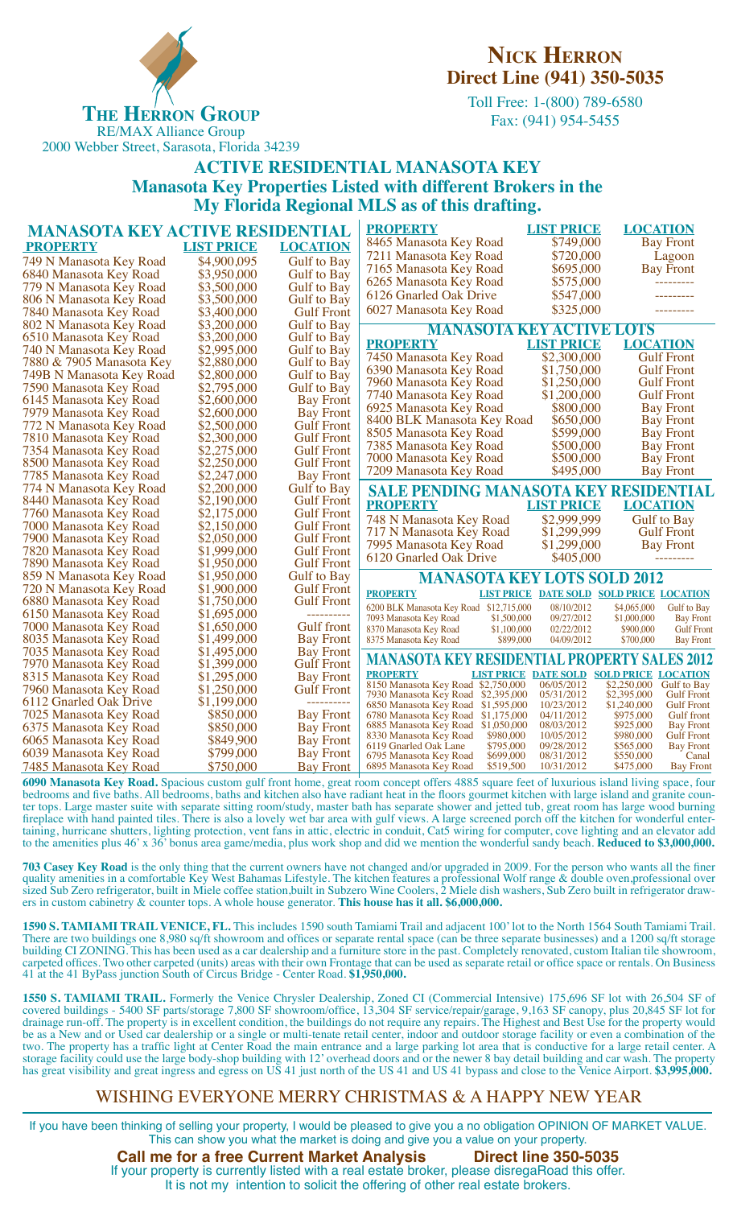**The Herron Group**
RE/MAX Alliance Group
2000 Webber Street, Sarasota, Florida 34239

**Nick Herron**
**Direct Line (941) 350-5035**
Toll Free: 1-(800) 789-6580
Fax: (941) 954-5455

# ACTIVE RESIDENTIAL MANASOTA KEY

## Manasota Key Properties Listed with different Brokers in the My Florida Regional MLS as of this drafting.

### MANASOTA KEY ACTIVE RESIDENTIAL

| PROPERTY | LIST PRICE | LOCATION |
|---|---|---|
| 749 N Manasota Key Road | $4,900,095 | Gulf to Bay |
| 6840 Manasota Key Road | $3,950,000 | Gulf to Bay |
| 779 N Manasota Key Road | $3,500,000 | Gulf to Bay |
| 806 N Manasota Key Road | $3,500,000 | Gulf to Bay |
| 7840 Manasota Key Road | $3,400,000 | Gulf Front |
| 802 N Manasota Key Road | $3,200,000 | Gulf to Bay |
| 6510 Manasota Key Road | $3,200,000 | Gulf to Bay |
| 740 N Manasota Key Road | $2,995,000 | Gulf to Bay |
| 7880 & 7905 Manasota Key | $2,880,000 | Gulf to Bay |
| 749B N Manasota Key Road | $2,800,000 | Gulf to Bay |
| 7590 Manasota Key Road | $2,795,000 | Gulf to Bay |
| 6145 Manasota Key Road | $2,600,000 | Bay Front |
| 7979 Manasota Key Road | $2,600,000 | Bay Front |
| 772 N Manasota Key Road | $2,500,000 | Gulf Front |
| 7810 Manasota Key Road | $2,300,000 | Gulf Front |
| 7354 Manasota Key Road | $2,275,000 | Gulf Front |
| 8500 Manasota Key Road | $2,250,000 | Gulf Front |
| 7785 Manasota Key Road | $2,247,000 | Bay Front |
| 774 N Manasota Key Road | $2,200,000 | Gulf to Bay |
| 8440 Manasota Key Road | $2,190,000 | Gulf Front |
| 7760 Manasota Key Road | $2,175,000 | Gulf Front |
| 7000 Manasota Key Road | $2,150,000 | Gulf Front |
| 7900 Manasota Key Road | $2,050,000 | Gulf Front |
| 7820 Manasota Key Road | $1,999,000 | Gulf Front |
| 7890 Manasota Key Road | $1,950,000 | Gulf Front |
| 859 N Manasota Key Road | $1,950,000 | Gulf to Bay |
| 720 N Manasota Key Road | $1,900,000 | Gulf Front |
| 6880 Manasota Key Road | $1,750,000 | Gulf Front |
| 6150 Manasota Key Road | $1,695,000 | ---------- |
| 7000 Manasota Key Road | $1,650,000 | Gulf front |
| 8035 Manasota Key Road | $1,499,000 | Bay Front |
| 7035 Manasota Key Road | $1,495,000 | Bay Front |
| 7970 Manasota Key Road | $1,399,000 | Gulf Front |
| 8315 Manasota Key Road | $1,295,000 | Bay Front |
| 7960 Manasota Key Road | $1,250,000 | Gulf Front |
| 6112 Gnarled Oak Drive | $1,199,000 | ---------- |
| 7025 Manasota Key Road | $850,000 | Bay Front |
| 6375 Manasota Key Road | $850,000 | Bay Front |
| 6065 Manasota Key Road | $849,900 | Bay Front |
| 6039 Manasota Key Road | $799,000 | Bay Front |
| 7485 Manasota Key Road | $750,000 | Bay Front |
| 8465 Manasota Key Road | $749,000 | Bay Front |
| 7211 Manasota Key Road | $720,000 | Lagoon |
| 7165 Manasota Key Road | $695,000 | Bay Front |
| 6265 Manasota Key Road | $575,000 | --------- |
| 6126 Gnarled Oak Drive | $547,000 | --------- |
| 6027 Manasota Key Road | $325,000 | --------- |

### MANASOTA KEY ACTIVE LOTS

| PROPERTY | LIST PRICE | LOCATION |
|---|---|---|
| 7450 Manasota Key Road | $2,300,000 | Gulf Front |
| 6390 Manasota Key Road | $1,750,000 | Gulf Front |
| 7960 Manasota Key Road | $1,250,000 | Gulf Front |
| 7740 Manasota Key Road | $1,200,000 | Gulf Front |
| 6925 Manasota Key Road | $800,000 | Bay Front |
| 8400 BLK Manasota Key Road | $650,000 | Bay Front |
| 8505 Manasota Key Road | $599,000 | Bay Front |
| 7385 Manasota Key Road | $500,000 | Bay Front |
| 7000 Manasota Key Road | $500,000 | Bay Front |
| 7209 Manasota Key Road | $495,000 | Bay Front |

### SALE PENDING MANASOTA KEY RESIDENTIAL

| PROPERTY | LIST PRICE | LOCATION |
|---|---|---|
| 748 N Manasota Key Road | $2,999,999 | Gulf to Bay |
| 717 N Manasota Key Road | $1,299,999 | Gulf Front |
| 7995 Manasota Key Road | $1,299,999 | Bay Front |
| 6120 Gnarled Oak Drive | $405,000 | --------- |

### MANASOTA KEY LOTS SOLD 2012

| PROPERTY | LIST PRICE | DATE SOLD | SOLD PRICE | LOCATION |
|---|---|---|---|---|
| 6200 BLK Manasota Key Road | $12,715,000 | 08/10/2012 | $4,065,000 | Gulf to Bay |
| 7093 Manasota Key Road | $1,500,000 | 09/27/2012 | $1,000,000 | Bay Front |
| 8370 Manasota Key Road | $1,100,000 | 02/22/2012 | $900,000 | Gulf Front |
| 8375 Manasota Key Road | $899,000 | 04/09/2012 | $700,000 | Bay Front |

### MANASOTA KEY RESIDENTIAL PROPERTY SALES 2012

| PROPERTY | LIST PRICE | DATE SOLD | SOLD PRICE | LOCATION |
|---|---|---|---|---|
| 8150 Manasota Key Road | $2,750,000 | 06/05/2012 | $2,250,000 | Gulf to Bay |
| 7930 Manasota Key Road | $2,395,000 | 05/31/2012 | $2,395,000 | Gulf Front |
| 6850 Manasota Key Road | $1,595,000 | 10/23/2012 | $1,240,000 | Gulf Front |
| 6780 Manasota Key Road | $1,175,000 | 04/11/2012 | $975,000 | Gulf front |
| 6885 Manasota Key Road | $1,050,000 | 08/03/2012 | $925,000 | Bay Front |
| 8330 Manasota Key Road | $980,000 | 10/05/2012 | $980,000 | Gulf Front |
| 6119 Gnarled Oak Lane | $795,000 | 09/28/2012 | $565,000 | Bay Front |
| 6795 Manasota Key Road | $699,000 | 08/31/2012 | $550,000 | Canal |
| 6895 Manasota Key Road | $519,500 | 10/31/2012 | $475,000 | Bay Front |

**6090 Manasota Key Road.** Spacious custom gulf front home, great room concept offers 4885 square feet of luxurious island living space, four bedrooms and five baths. All bedrooms, baths and kitchen also have radiant heat in the floors gourmet kitchen with large island and granite counter tops. Large master suite with separate sitting room/study, master bath has separate shower and jetted tub, great room has large wood burning fireplace with hand painted tiles. There is also a lovely wet bar area with gulf views. A large screened porch off the kitchen for wonderful entertaining, hurricane shutters, lighting protection, vent fans in attic, electric in conduit, Cat5 wiring for computer, cove lighting and an elevator add to the amenities plus 46' x 36' bonus area game/media, plus work shop and did we mention the wonderful sandy beach. **Reduced to $3,000,000.**

**703 Casey Key Road** is the only thing that the current owners have not changed and/or upgraded in 2009. For the person who wants all the finer quality amenities in a comfortable Key West Bahamas Lifestyle. The kitchen features a professional Wolf range & double oven,professional over sized Sub Zero refrigerator, built in Miele coffee station,built in Subzero Wine Coolers, 2 Miele dish washers, Sub Zero built in refrigerator drawers in custom cabinetry & counter tops. A whole house generator. **This house has it all. $6,000,000.**

**1590 S. TAMIAMI TRAIL VENICE, FL.** This includes 1590 south Tamiami Trail and adjacent 100' lot to the North 1564 South Tamiami Trail. There are two buildings one 8,980 sq/ft showroom and offices or separate rental space (can be three separate businesses) and a 1200 sq/ft storage building CI ZONING. This has been used as a car dealership and a furniture store in the past. Completely renovated, custom Italian tile showroom, carpeted offices. Two other carpeted (units) areas with their own Frontage that can be used as separate retail or office space or rentals. On Business 41 at the 41 ByPass junction South of Circus Bridge - Center Road. **$1,950,000.**

**1550 S. TAMIAMI TRAIL.** Formerly the Venice Chrysler Dealership, Zoned CI (Commercial Intensive) 175,696 SF lot with 26,504 SF of covered buildings - 5400 SF parts/storage 7,800 SF showroom/office, 13,304 SF service/repair/garage, 9,163 SF canopy, plus 20,845 SF lot for drainage run-off. The property is in excellent condition, the buildings do not require any repairs. The Highest and Best Use for the property would be as a New and or Used car dealership or a single or multi-tenate retail center, indoor and outdoor storage facility or even a combination of the two. The property has a traffic light at Center Road the main entrance and a large parking lot area that is conductive for a large retail center. A storage facility could use the large body-shop building with 12' overhead doors and or the newer 8 bay detail building and car wash. The property has great visibility and great ingress and egress on US 41 just north of the US 41 and US 41 bypass and close to the Venice Airport. **$3,995,000.**

## WISHING EVERYONE MERRY CHRISTMAS & A HAPPY NEW YEAR

If you have been thinking of selling your property, I would be pleased to give you a no obligation OPINION OF MARKET VALUE. This can show you what the market is doing and give you a value on your property.

**Call me for a free Current Market Analysis    Direct line 350-5035**

If your property is currently listed with a real estate broker, please disregaRoad this offer. It is not my intention to solicit the offering of other real estate brokers.